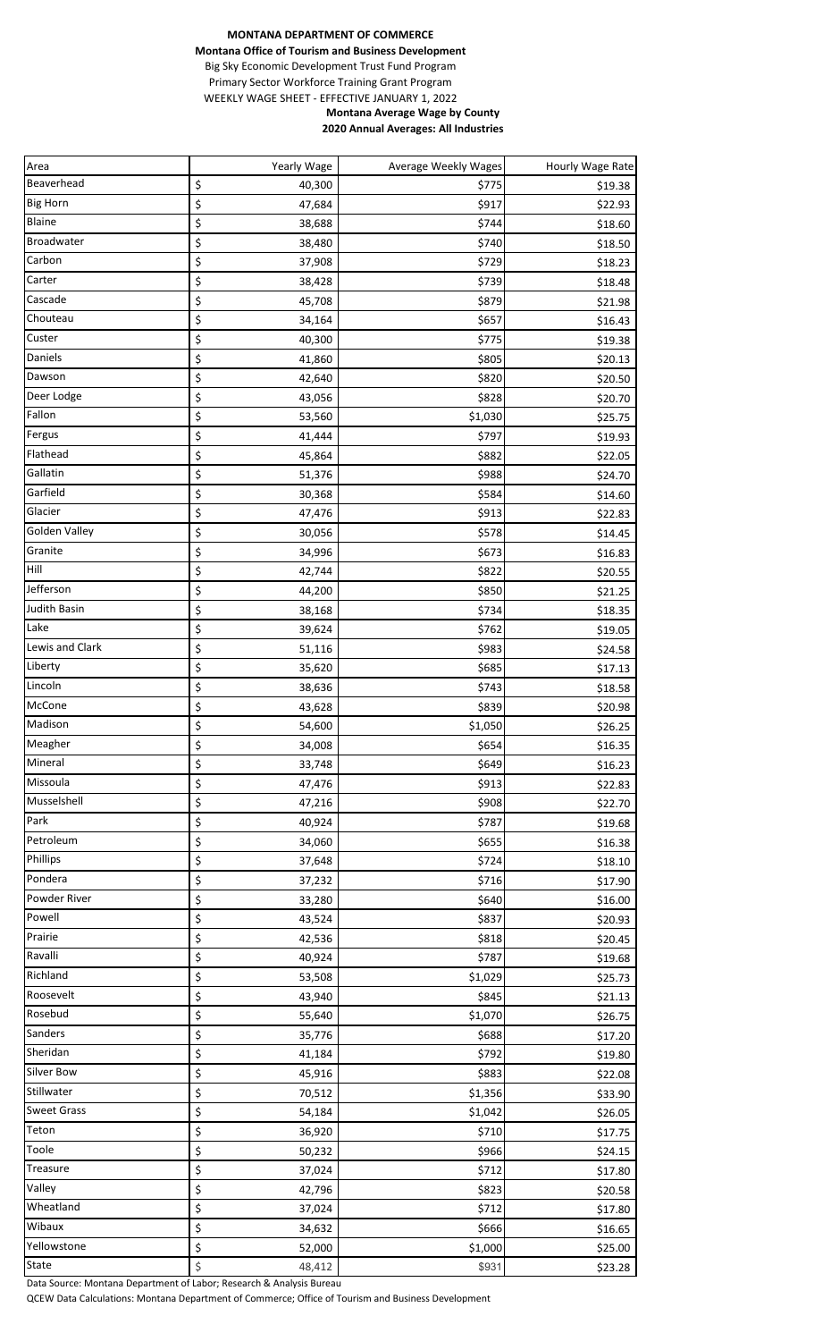**MONTANA DEPARTMENT OF COMMERCE**

**Montana Office of Tourism and Business Development**

Big Sky Economic Development Trust Fund Program

Primary Sector Workforce Training Grant Program

WEEKLY WAGE SHEET - EFFECTIVE JANUARY 1, 2022

**Montana Average Wage by County**

**2020 Annual Averages: All Industries**

| Area | Yearly Wage | Average Weekly Wages | Hourly Wage Rate |
|---|---|---|---|
| Beaverhead | $ 40,300 | $775 | $19.38 |
| Big Horn | $ 47,684 | $917 | $22.93 |
| Blaine | $ 38,688 | $744 | $18.60 |
| Broadwater | $ 38,480 | $740 | $18.50 |
| Carbon | $ 37,908 | $729 | $18.23 |
| Carter | $ 38,428 | $739 | $18.48 |
| Cascade | $ 45,708 | $879 | $21.98 |
| Chouteau | $ 34,164 | $657 | $16.43 |
| Custer | $ 40,300 | $775 | $19.38 |
| Daniels | $ 41,860 | $805 | $20.13 |
| Dawson | $ 42,640 | $820 | $20.50 |
| Deer Lodge | $ 43,056 | $828 | $20.70 |
| Fallon | $ 53,560 | $1,030 | $25.75 |
| Fergus | $ 41,444 | $797 | $19.93 |
| Flathead | $ 45,864 | $882 | $22.05 |
| Gallatin | $ 51,376 | $988 | $24.70 |
| Garfield | $ 30,368 | $584 | $14.60 |
| Glacier | $ 47,476 | $913 | $22.83 |
| Golden Valley | $ 30,056 | $578 | $14.45 |
| Granite | $ 34,996 | $673 | $16.83 |
| Hill | $ 42,744 | $822 | $20.55 |
| Jefferson | $ 44,200 | $850 | $21.25 |
| Judith Basin | $ 38,168 | $734 | $18.35 |
| Lake | $ 39,624 | $762 | $19.05 |
| Lewis and Clark | $ 51,116 | $983 | $24.58 |
| Liberty | $ 35,620 | $685 | $17.13 |
| Lincoln | $ 38,636 | $743 | $18.58 |
| McCone | $ 43,628 | $839 | $20.98 |
| Madison | $ 54,600 | $1,050 | $26.25 |
| Meagher | $ 34,008 | $654 | $16.35 |
| Mineral | $ 33,748 | $649 | $16.23 |
| Missoula | $ 47,476 | $913 | $22.83 |
| Musselshell | $ 47,216 | $908 | $22.70 |
| Park | $ 40,924 | $787 | $19.68 |
| Petroleum | $ 34,060 | $655 | $16.38 |
| Phillips | $ 37,648 | $724 | $18.10 |
| Pondera | $ 37,232 | $716 | $17.90 |
| Powder River | $ 33,280 | $640 | $16.00 |
| Powell | $ 43,524 | $837 | $20.93 |
| Prairie | $ 42,536 | $818 | $20.45 |
| Ravalli | $ 40,924 | $787 | $19.68 |
| Richland | $ 53,508 | $1,029 | $25.73 |
| Roosevelt | $ 43,940 | $845 | $21.13 |
| Rosebud | $ 55,640 | $1,070 | $26.75 |
| Sanders | $ 35,776 | $688 | $17.20 |
| Sheridan | $ 41,184 | $792 | $19.80 |
| Silver Bow | $ 45,916 | $883 | $22.08 |
| Stillwater | $ 70,512 | $1,356 | $33.90 |
| Sweet Grass | $ 54,184 | $1,042 | $26.05 |
| Teton | $ 36,920 | $710 | $17.75 |
| Toole | $ 50,232 | $966 | $24.15 |
| Treasure | $ 37,024 | $712 | $17.80 |
| Valley | $ 42,796 | $823 | $20.58 |
| Wheatland | $ 37,024 | $712 | $17.80 |
| Wibaux | $ 34,632 | $666 | $16.65 |
| Yellowstone | $ 52,000 | $1,000 | $25.00 |
| State | $ 48,412 | $931 | $23.28 |

Data Source: Montana Department of Labor; Research & Analysis Bureau

QCEW Data Calculations: Montana Department of Commerce; Office of Tourism and Business Development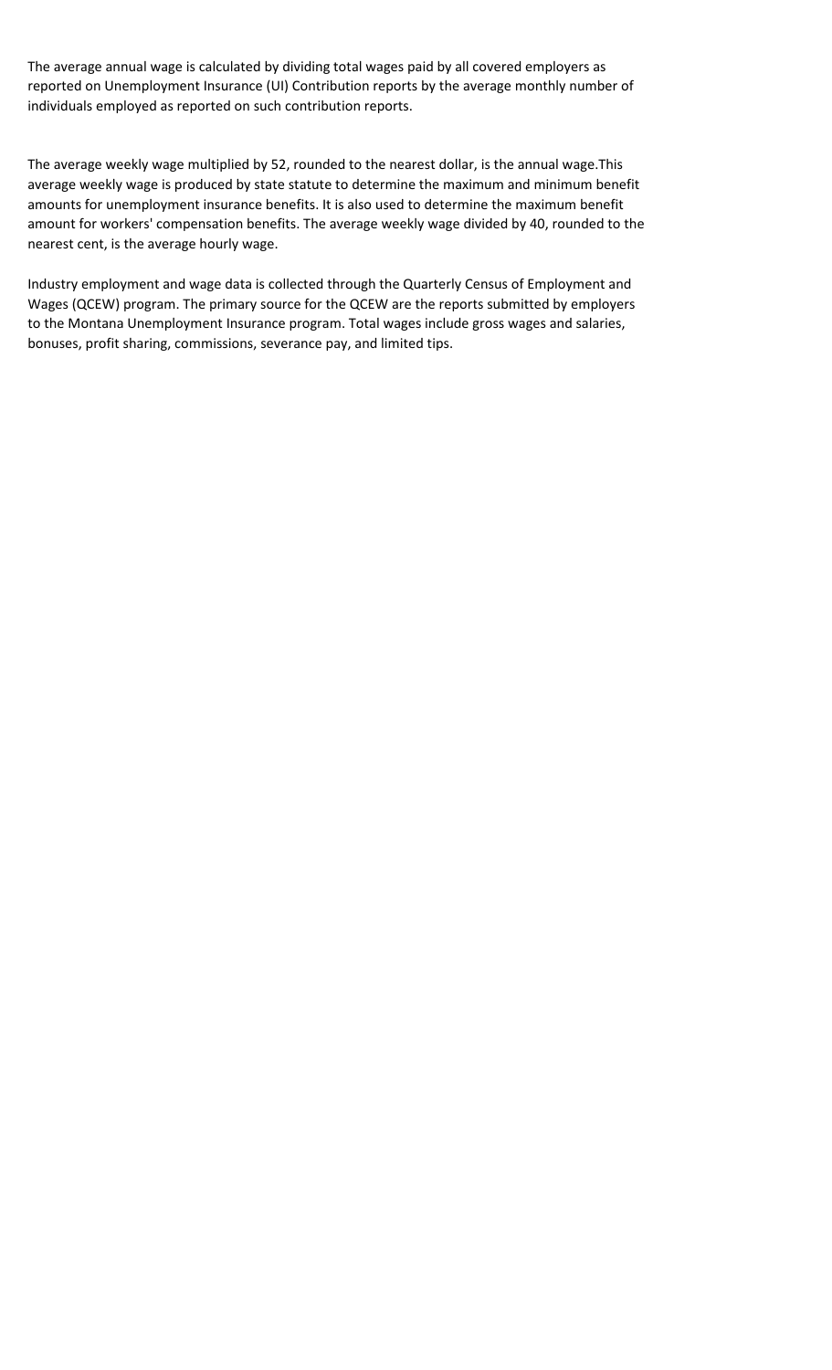The average annual wage is calculated by dividing total wages paid by all covered employers as reported on Unemployment Insurance (UI) Contribution reports by the average monthly number of individuals employed as reported on such contribution reports.

The average weekly wage multiplied by 52, rounded to the nearest dollar, is the annual wage.This average weekly wage is produced by state statute to determine the maximum and minimum benefit amounts for unemployment insurance benefits. It is also used to determine the maximum benefit amount for workers' compensation benefits. The average weekly wage divided by 40, rounded to the nearest cent, is the average hourly wage.

Industry employment and wage data is collected through the Quarterly Census of Employment and Wages (QCEW) program. The primary source for the QCEW are the reports submitted by employers to the Montana Unemployment Insurance program. Total wages include gross wages and salaries, bonuses, profit sharing, commissions, severance pay, and limited tips.